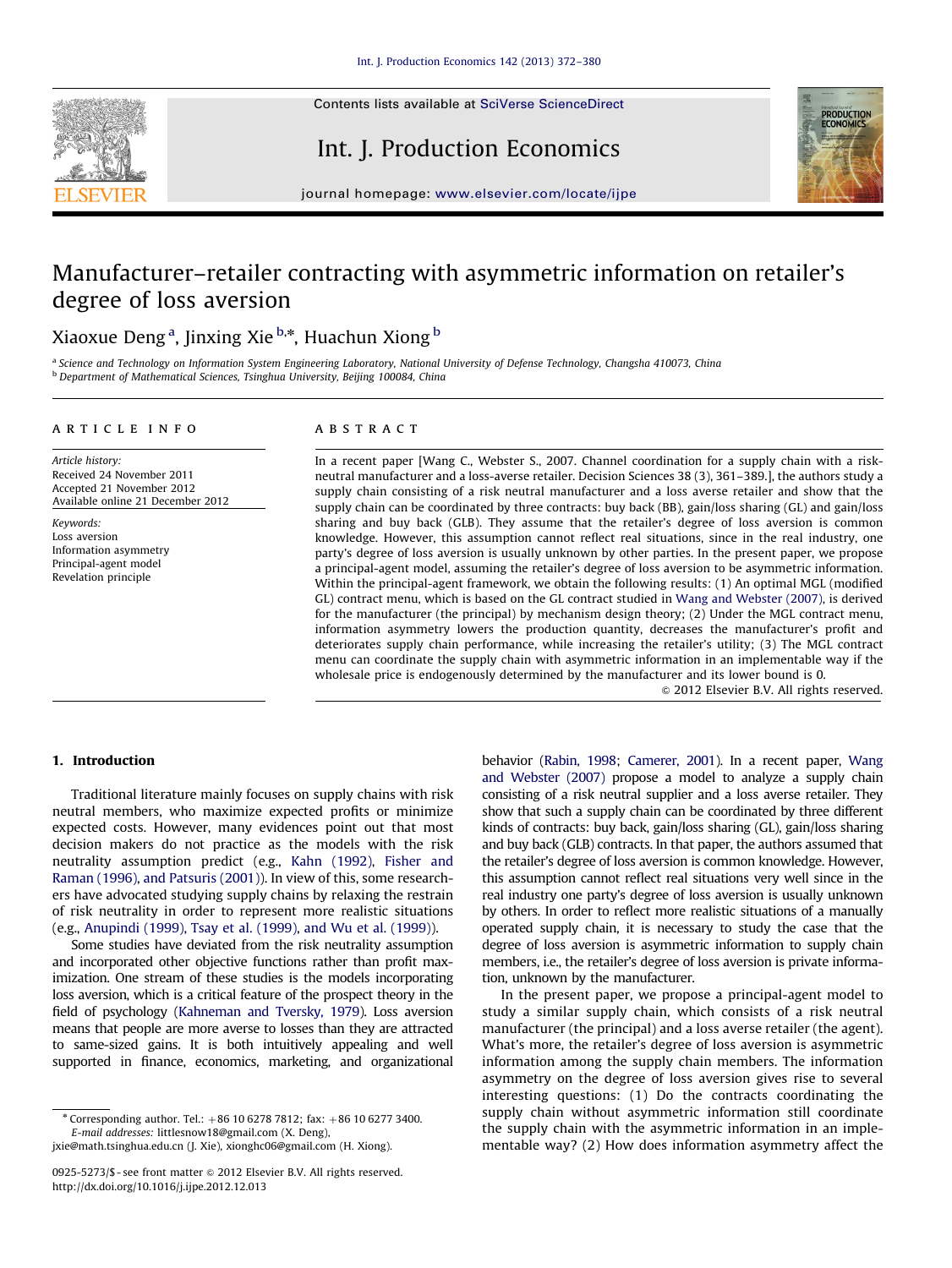# Manufacturer–retailer contracting with asymmetric information on retailer's degree of loss aversion

Xiaoxue Deng [a], Jinxing Xie [b,*], Huachun Xiong [b]

[a] Science and Technology on Information System Engineering Laboratory, National University of Defense Technology, Changsha 410073, China
[b] Department of Mathematical Sciences, Tsinghua University, Beijing 100084, China

## ARTICLE INFO

*Article history:*
Received 24 November 2011
Accepted 21 November 2012
Available online 21 December 2012

*Keywords:*
Loss aversion
Information asymmetry
Principal-agent model
Revelation principle

## ABSTRACT

In a recent paper [Wang C., Webster S., 2007. Channel coordination for a supply chain with a risk-neutral manufacturer and a loss-averse retailer. Decision Sciences 38 (3), 361–389.], the authors study a supply chain consisting of a risk neutral manufacturer and a loss averse retailer and show that the supply chain can be coordinated by three contracts: buy back (BB), gain/loss sharing (GL) and gain/loss sharing and buy back (GLB). They assume that the retailer's degree of loss aversion is common knowledge. However, this assumption cannot reflect real situations, since in the real industry, one party's degree of loss aversion is usually unknown by other parties. In the present paper, we propose a principal-agent model, assuming the retailer's degree of loss aversion to be asymmetric information. Within the principal-agent framework, we obtain the following results: (1) An optimal MGL (modified GL) contract menu, which is based on the GL contract studied in Wang and Webster (2007), is derived for the manufacturer (the principal) by mechanism design theory; (2) Under the MGL contract menu, information asymmetry lowers the production quantity, decreases the manufacturer's profit and deteriorates supply chain performance, while increasing the retailer's utility; (3) The MGL contract menu can coordinate the supply chain with asymmetric information in an implementable way if the wholesale price is endogenously determined by the manufacturer and its lower bound is 0.

© 2012 Elsevier B.V. All rights reserved.

## 1. Introduction

Traditional literature mainly focuses on supply chains with risk neutral members, who maximize expected profits or minimize expected costs. However, many evidences point out that most decision makers do not practice as the models with the risk neutrality assumption predict (e.g., Kahn (1992), Fisher and Raman (1996), and Patsuris (2001)). In view of this, some researchers have advocated studying supply chains by relaxing the restrain of risk neutrality in order to represent more realistic situations (e.g., Anupindi (1999), Tsay et al. (1999), and Wu et al. (1999)).

Some studies have deviated from the risk neutrality assumption and incorporated other objective functions rather than profit maximization. One stream of these studies is the models incorporating loss aversion, which is a critical feature of the prospect theory in the field of psychology (Kahneman and Tversky, 1979). Loss aversion means that people are more averse to losses than they are attracted to same-sized gains. It is both intuitively appealing and well supported in finance, economics, marketing, and organizational behavior (Rabin, 1998; Camerer, 2001). In a recent paper, Wang and Webster (2007) propose a model to analyze a supply chain consisting of a risk neutral supplier and a loss averse retailer. They show that such a supply chain can be coordinated by three different kinds of contracts: buy back, gain/loss sharing (GL), gain/loss sharing and buy back (GLB) contracts. In that paper, the authors assumed that the retailer's degree of loss aversion is common knowledge. However, this assumption cannot reflect real situations very well since in the real industry one party's degree of loss aversion is usually unknown by others. In order to reflect more realistic situations of a manually operated supply chain, it is necessary to study the case that the degree of loss aversion is asymmetric information to supply chain members, i.e., the retailer's degree of loss aversion is private information, unknown by the manufacturer.

In the present paper, we propose a principal-agent model to study a similar supply chain, which consists of a risk neutral manufacturer (the principal) and a loss averse retailer (the agent). What's more, the retailer's degree of loss aversion is asymmetric information among the supply chain members. The information asymmetry on the degree of loss aversion gives rise to several interesting questions: (1) Do the contracts coordinating the supply chain without asymmetric information still coordinate the supply chain with the asymmetric information in an implementable way? (2) How does information asymmetry affect the

---

\* Corresponding author. Tel.: +86 10 6278 7812; fax: +86 10 6277 3400.
*E-mail addresses:* littlesnow18@gmail.com (X. Deng), jxie@math.tsinghua.edu.cn (J. Xie), xionghc06@gmail.com (H. Xiong).

0925-5273/$ - see front matter © 2012 Elsevier B.V. All rights reserved.
http://dx.doi.org/10.1016/j.ijpe.2012.12.013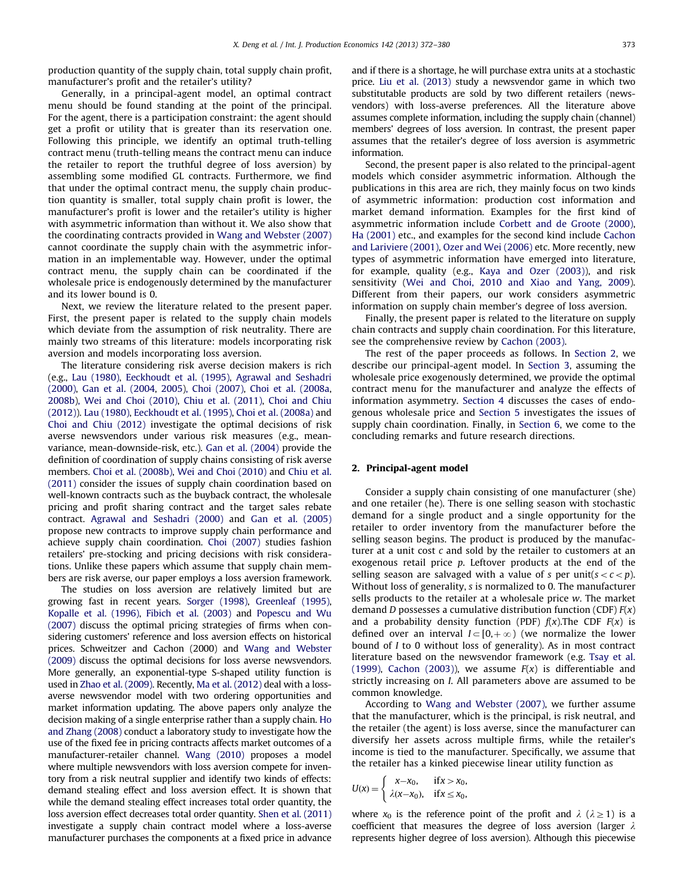production quantity of the supply chain, total supply chain profit, manufacturer's profit and the retailer's utility?

Generally, in a principal-agent model, an optimal contract menu should be found standing at the point of the principal. For the agent, there is a participation constraint: the agent should get a profit or utility that is greater than its reservation one. Following this principle, we identify an optimal truth-telling contract menu (truth-telling means the contract menu can induce the retailer to report the truthful degree of loss aversion) by assembling some modified GL contracts. Furthermore, we find that under the optimal contract menu, the supply chain production quantity is smaller, total supply chain profit is lower, the manufacturer's profit is lower and the retailer's utility is higher with asymmetric information than without it. We also show that the coordinating contracts provided in Wang and Webster (2007) cannot coordinate the supply chain with the asymmetric information in an implementable way. However, under the optimal contract menu, the supply chain can be coordinated if the wholesale price is endogenously determined by the manufacturer and its lower bound is 0.

Next, we review the literature related to the present paper. First, the present paper is related to the supply chain models which deviate from the assumption of risk neutrality. There are mainly two streams of this literature: models incorporating risk aversion and models incorporating loss aversion.

The literature considering risk averse decision makers is rich (e.g., Lau (1980), Eeckhoudt et al. (1995), Agrawal and Seshadri (2000), Gan et al. (2004, 2005), Choi (2007), Choi et al. (2008a, 2008b), Wei and Choi (2010), Chiu et al. (2011), Choi and Chiu (2012)). Lau (1980), Eeckhoudt et al. (1995), Choi et al. (2008a) and Choi and Chiu (2012) investigate the optimal decisions of risk averse newsvendors under various risk measures (e.g., mean-variance, mean-downside-risk, etc.). Gan et al. (2004) provide the definition of coordination of supply chains consisting of risk averse members. Choi et al. (2008b), Wei and Choi (2010) and Chiu et al. (2011) consider the issues of supply chain coordination based on well-known contracts such as the buyback contract, the wholesale pricing and profit sharing contract and the target sales rebate contract. Agrawal and Seshadri (2000) and Gan et al. (2005) propose new contracts to improve supply chain performance and achieve supply chain coordination. Choi (2007) studies fashion retailers' pre-stocking and pricing decisions with risk considerations. Unlike these papers which assume that supply chain members are risk averse, our paper employs a loss aversion framework.

The studies on loss aversion are relatively limited but are growing fast in recent years. Sorger (1998), Greenleaf (1995), Kopalle et al. (1996), Fibich et al. (2003) and Popescu and Wu (2007) discuss the optimal pricing strategies of firms when considering customers' reference and loss aversion effects on historical prices. Schweitzer and Cachon (2000) and Wang and Webster (2009) discuss the optimal decisions for loss averse newsvendors. More generally, an exponential-type S-shaped utility function is used in Zhao et al. (2009). Recently, Ma et al. (2012) deal with a loss-averse newsvendor model with two ordering opportunities and market information updating. The above papers only analyze the decision making of a single enterprise rather than a supply chain. Ho and Zhang (2008) conduct a laboratory study to investigate how the use of the fixed fee in pricing contracts affects market outcomes of a manufacturer-retailer channel. Wang (2010) proposes a model where multiple newsvendors with loss aversion compete for inventory from a risk neutral supplier and identify two kinds of effects: demand stealing effect and loss aversion effect. It is shown that while the demand stealing effect increases total order quantity, the loss aversion effect decreases total order quantity. Shen et al. (2011) investigate a supply chain contract model where a loss-averse manufacturer purchases the components at a fixed price in advance and if there is a shortage, he will purchase extra units at a stochastic price. Liu et al. (2013) study a newsvendor game in which two substitutable products are sold by two different retailers (newsvendors) with loss-averse preferences. All the literature above assumes complete information, including the supply chain (channel) members' degrees of loss aversion. In contrast, the present paper assumes that the retailer's degree of loss aversion is asymmetric information.

Second, the present paper is also related to the principal-agent models which consider asymmetric information. Although the publications in this area are rich, they mainly focus on two kinds of asymmetric information: production cost information and market demand information. Examples for the first kind of asymmetric information include Corbett and de Groote (2000), Ha (2001) etc., and examples for the second kind include Cachon and Lariviere (2001), Ozer and Wei (2006) etc. More recently, new types of asymmetric information have emerged into literature, for example, quality (e.g., Kaya and Ozer (2003)), and risk sensitivity (Wei and Choi, 2010 and Xiao and Yang, 2009). Different from their papers, our work considers asymmetric information on supply chain member's degree of loss aversion.

Finally, the present paper is related to the literature on supply chain contracts and supply chain coordination. For this literature, see the comprehensive review by Cachon (2003).

The rest of the paper proceeds as follows. In Section 2, we describe our principal-agent model. In Section 3, assuming the wholesale price exogenously determined, we provide the optimal contract menu for the manufacturer and analyze the effects of information asymmetry. Section 4 discusses the cases of endogenous wholesale price and Section 5 investigates the issues of supply chain coordination. Finally, in Section 6, we come to the concluding remarks and future research directions.

## 2. Principal-agent model

Consider a supply chain consisting of one manufacturer (she) and one retailer (he). There is one selling season with stochastic demand for a single product and a single opportunity for the retailer to order inventory from the manufacturer before the selling season begins. The product is produced by the manufacturer at a unit cost $c$ and sold by the retailer to customers at an exogenous retail price $p$. Leftover products at the end of the selling season are salvaged with a value of $s$ per unit($s < c < p$). Without loss of generality, $s$ is normalized to 0. The manufacturer sells products to the retailer at a wholesale price $w$. The market demand $D$ possesses a cumulative distribution function (CDF) $F(x)$ and a probability density function (PDF) $f(x)$.The CDF $F(x)$ is defined over an interval $I \subset [0,+\infty)$ (we normalize the lower bound of $I$ to 0 without loss of generality). As in most contract literature based on the newsvendor framework (e.g. Tsay et al. (1999), Cachon (2003)), we assume $F(x)$ is differentiable and strictly increasing on $I$. All parameters above are assumed to be common knowledge.

According to Wang and Webster (2007), we further assume that the manufacturer, which is the principal, is risk neutral, and the retailer (the agent) is loss averse, since the manufacturer can diversify her assets across multiple firms, while the retailer's income is tied to the manufacturer. Specifically, we assume that the retailer has a kinked piecewise linear utility function as

$$U(x) = \begin{cases} x - x_0, & \text{if } x > x_0, \\ \lambda(x - x_0), & \text{if } x \le x_0, \end{cases}$$

where $x_0$ is the reference point of the profit and $\lambda$ ($\lambda \ge 1$) is a coefficient that measures the degree of loss aversion (larger $\lambda$ represents higher degree of loss aversion). Although this piecewise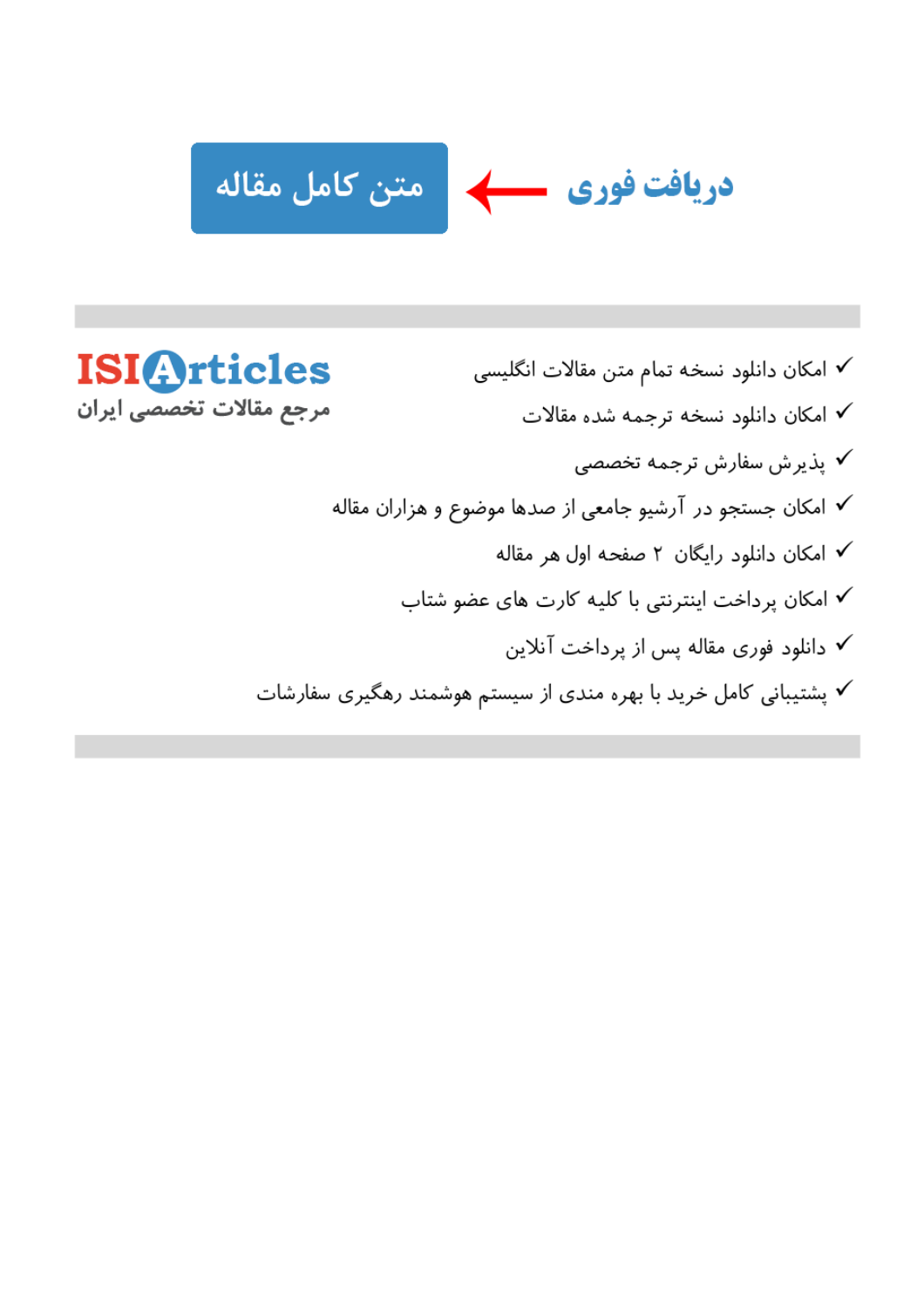دریافت فوری ← متن کامل مقاله

**ISIArticles**

مرجع مقالات تخصصی ایران

- ✓ امکان دانلود نسخه تمام متن مقالات انگلیسی
- ✓ امکان دانلود نسخه ترجمه شده مقالات
- ✓ پذیرش سفارش ترجمه تخصصی
- ✓ امکان جستجو در آرشیو جامعی از صدها موضوع و هزاران مقاله
- ✓ امکان دانلود رایگان ۲ صفحه اول هر مقاله
- ✓ امکان پرداخت اینترنتی با کلیه کارت های عضو شتاب
- ✓ دانلود فوری مقاله پس از پرداخت آنلاین
- ✓ پشتیبانی کامل خرید با بهره مندی از سیستم هوشمند رهگیری سفارشات